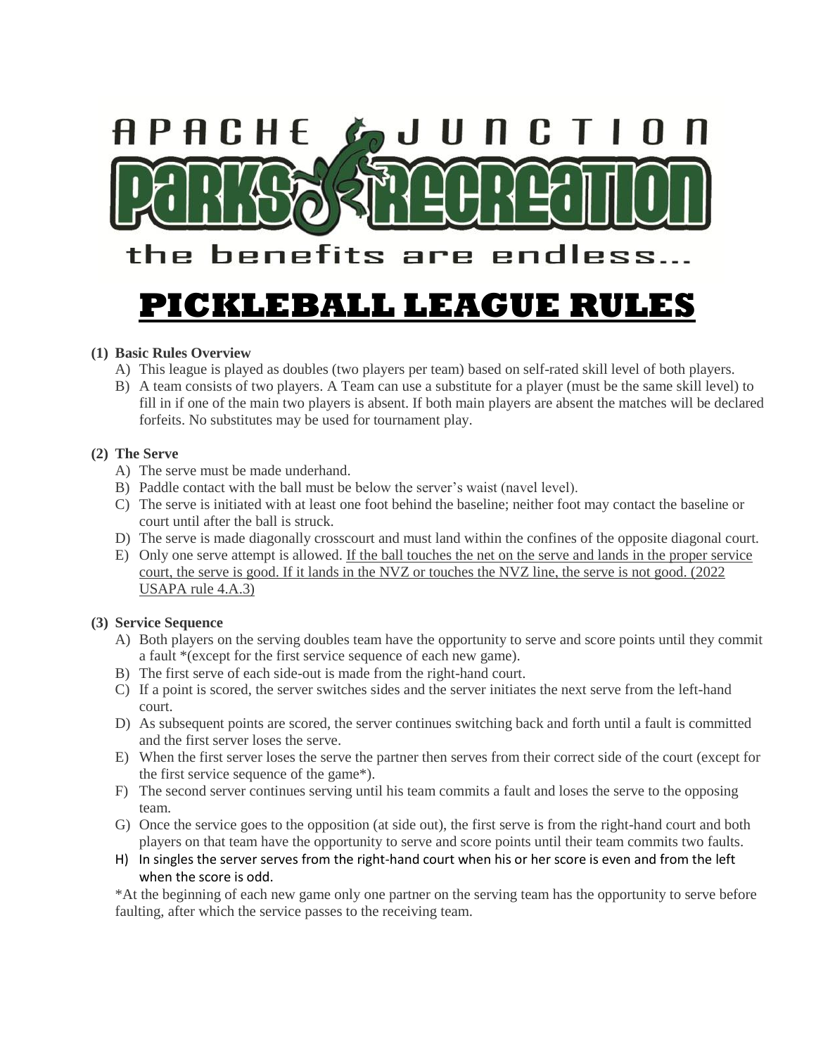APACHE JUNCTION

PARKS RECREATION

the benefits are endless...

# PICKLEBALL LEAGUE RULES

**(1) Basic Rules Overview**

A) This league is played as doubles (two players per team) based on self-rated skill level of both players.

B) A team consists of two players. A Team can use a substitute for a player (must be the same skill level) to fill in if one of the main two players is absent. If both main players are absent the matches will be declared forfeits. No substitutes may be used for tournament play.

**(2) The Serve**

A) The serve must be made underhand.

B) Paddle contact with the ball must be below the server's waist (navel level).

C) The serve is initiated with at least one foot behind the baseline; neither foot may contact the baseline or court until after the ball is struck.

D) The serve is made diagonally crosscourt and must land within the confines of the opposite diagonal court.

E) Only one serve attempt is allowed. <u>If the ball touches the net on the serve and lands in the proper service court, the serve is good. If it lands in the NVZ or touches the NVZ line, the serve is not good. (2022 USAPA rule 4.A.3)</u>

**(3) Service Sequence**

A) Both players on the serving doubles team have the opportunity to serve and score points until they commit a fault *(except for the first service sequence of each new game).

B) The first serve of each side-out is made from the right-hand court.

C) If a point is scored, the server switches sides and the server initiates the next serve from the left-hand court.

D) As subsequent points are scored, the server continues switching back and forth until a fault is committed and the first server loses the serve.

E) When the first server loses the serve the partner then serves from their correct side of the court (except for the first service sequence of the game*).

F) The second server continues serving until his team commits a fault and loses the serve to the opposing team.

G) Once the service goes to the opposition (at side out), the first serve is from the right-hand court and both players on that team have the opportunity to serve and score points until their team commits two faults.

H) In singles the server serves from the right-hand court when his or her score is even and from the left when the score is odd.

*At the beginning of each new game only one partner on the serving team has the opportunity to serve before faulting, after which the service passes to the receiving team.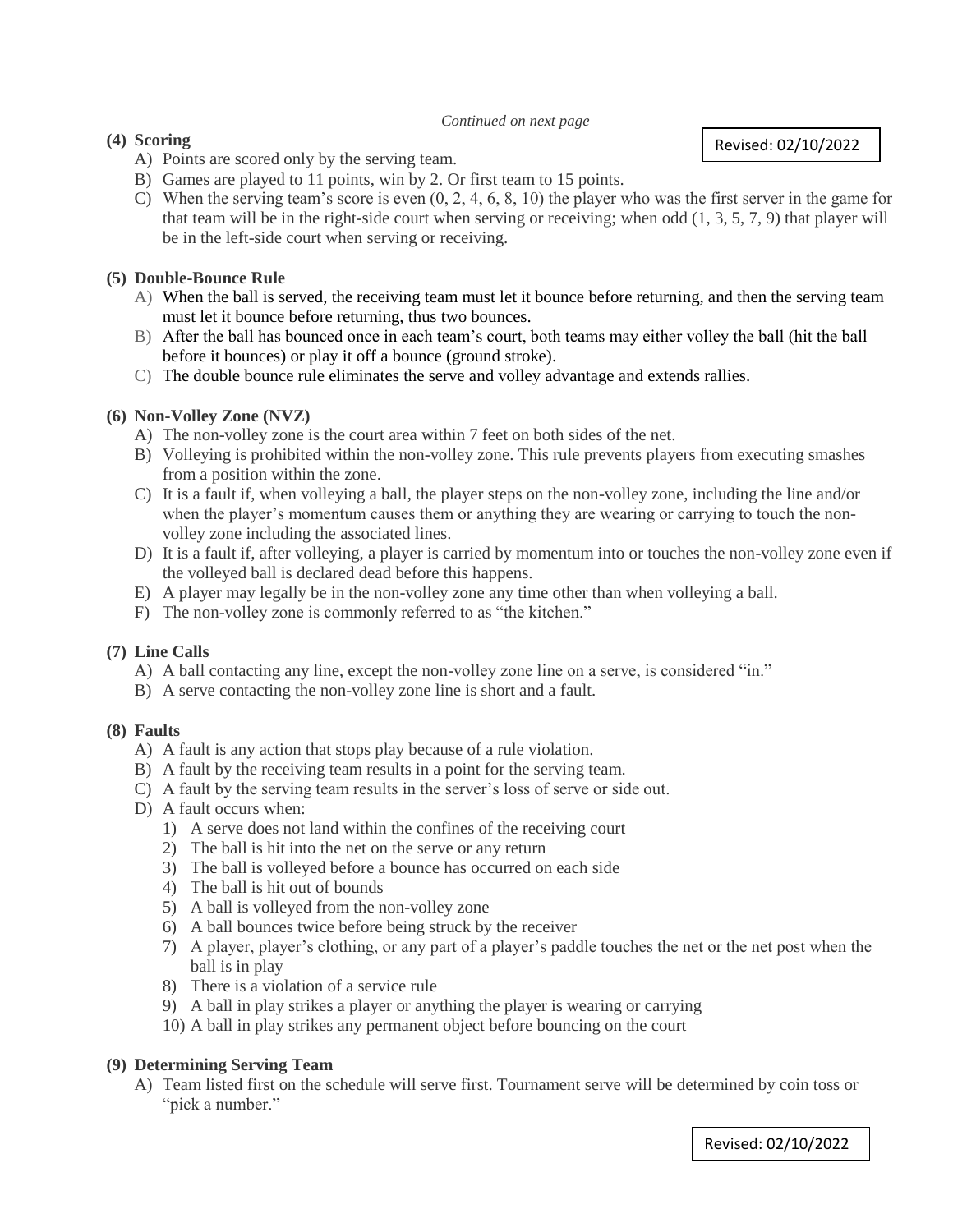*Continued on next page*

**(4) Scoring**

A) Points are scored only by the serving team.
B) Games are played to 11 points, win by 2. Or first team to 15 points.
C) When the serving team's score is even (0, 2, 4, 6, 8, 10) the player who was the first server in the game for that team will be in the right-side court when serving or receiving; when odd (1, 3, 5, 7, 9) that player will be in the left-side court when serving or receiving.

**(5) Double-Bounce Rule**

A) When the ball is served, the receiving team must let it bounce before returning, and then the serving team must let it bounce before returning, thus two bounces.
B) After the ball has bounced once in each team's court, both teams may either volley the ball (hit the ball before it bounces) or play it off a bounce (ground stroke).
C) The double bounce rule eliminates the serve and volley advantage and extends rallies.

**(6) Non-Volley Zone (NVZ)**

A) The non-volley zone is the court area within 7 feet on both sides of the net.
B) Volleying is prohibited within the non-volley zone. This rule prevents players from executing smashes from a position within the zone.
C) It is a fault if, when volleying a ball, the player steps on the non-volley zone, including the line and/or when the player's momentum causes them or anything they are wearing or carrying to touch the non-volley zone including the associated lines.
D) It is a fault if, after volleying, a player is carried by momentum into or touches the non-volley zone even if the volleyed ball is declared dead before this happens.
E) A player may legally be in the non-volley zone any time other than when volleying a ball.
F) The non-volley zone is commonly referred to as "the kitchen."

**(7) Line Calls**

A) A ball contacting any line, except the non-volley zone line on a serve, is considered "in."
B) A serve contacting the non-volley zone line is short and a fault.

**(8) Faults**

A) A fault is any action that stops play because of a rule violation.
B) A fault by the receiving team results in a point for the serving team.
C) A fault by the serving team results in the server's loss of serve or side out.
D) A fault occurs when:
   1) A serve does not land within the confines of the receiving court
   2) The ball is hit into the net on the serve or any return
   3) The ball is volleyed before a bounce has occurred on each side
   4) The ball is hit out of bounds
   5) A ball is volleyed from the non-volley zone
   6) A ball bounces twice before being struck by the receiver
   7) A player, player's clothing, or any part of a player's paddle touches the net or the net post when the ball is in play
   8) There is a violation of a service rule
   9) A ball in play strikes a player or anything the player is wearing or carrying
   10) A ball in play strikes any permanent object before bouncing on the court

**(9) Determining Serving Team**

A) Team listed first on the schedule will serve first. Tournament serve will be determined by coin toss or "pick a number."

Revised: 02/10/2022